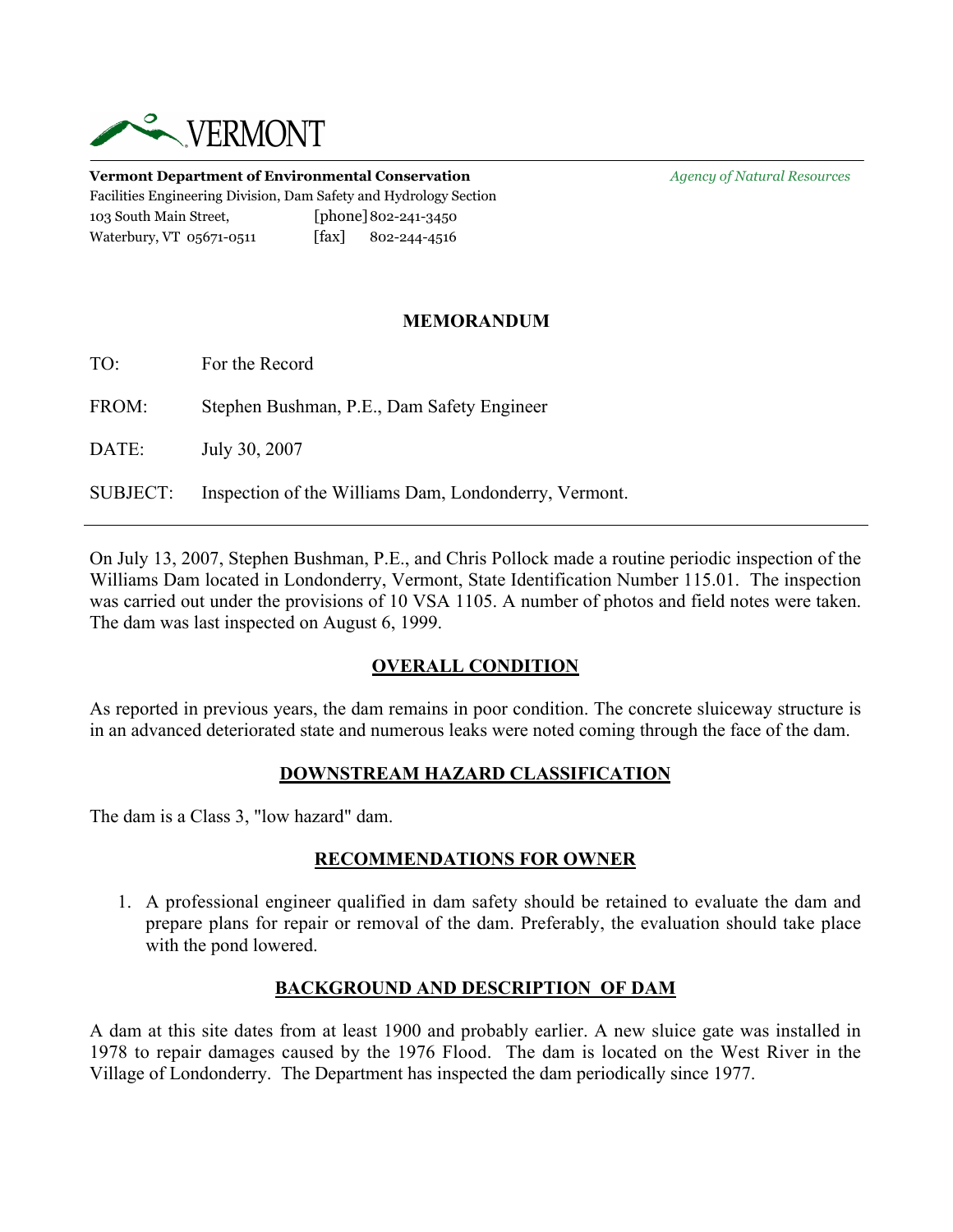VERMONT

**Vermont Department of Environmental Conservation** *Agency of Natural Resources*
Facilities Engineering Division, Dam Safety and Hydrology Section
103 South Main Street, [phone] 802-241-3450
Waterbury, VT 05671-0511 [fax] 802-244-4516

## MEMORANDUM

TO: For the Record

FROM: Stephen Bushman, P.E., Dam Safety Engineer

DATE: July 30, 2007

SUBJECT: Inspection of the Williams Dam, Londonderry, Vermont.

---

On July 13, 2007, Stephen Bushman, P.E., and Chris Pollock made a routine periodic inspection of the Williams Dam located in Londonderry, Vermont, State Identification Number 115.01. The inspection was carried out under the provisions of 10 VSA 1105. A number of photos and field notes were taken. The dam was last inspected on August 6, 1999.

## OVERALL CONDITION

As reported in previous years, the dam remains in poor condition. The concrete sluiceway structure is in an advanced deteriorated state and numerous leaks were noted coming through the face of the dam.

## DOWNSTREAM HAZARD CLASSIFICATION

The dam is a Class 3, "low hazard" dam.

## RECOMMENDATIONS FOR OWNER

1. A professional engineer qualified in dam safety should be retained to evaluate the dam and prepare plans for repair or removal of the dam. Preferably, the evaluation should take place with the pond lowered.

## BACKGROUND AND DESCRIPTION OF DAM

A dam at this site dates from at least 1900 and probably earlier. A new sluice gate was installed in 1978 to repair damages caused by the 1976 Flood. The dam is located on the West River in the Village of Londonderry. The Department has inspected the dam periodically since 1977.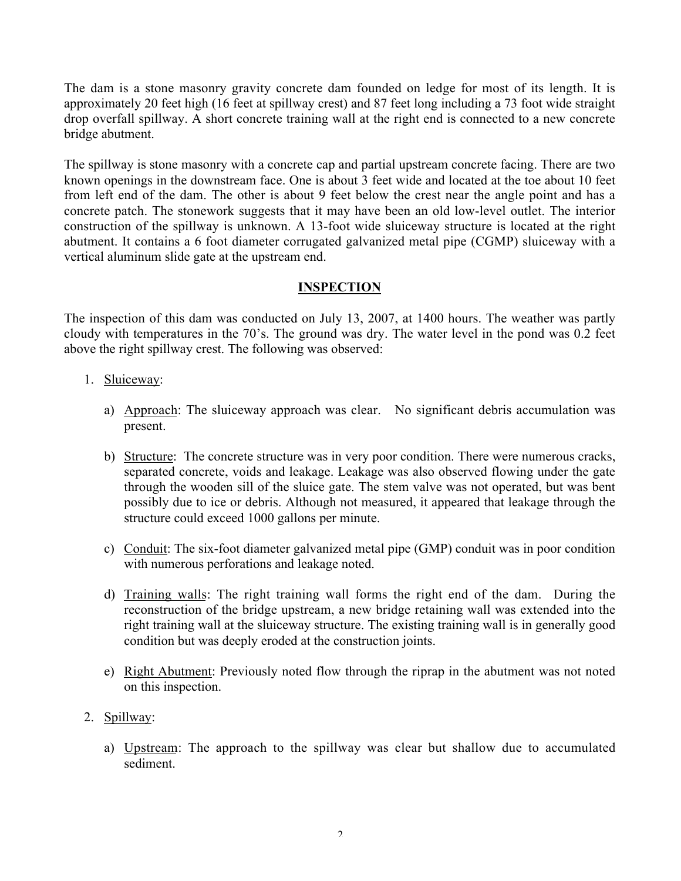The dam is a stone masonry gravity concrete dam founded on ledge for most of its length. It is approximately 20 feet high (16 feet at spillway crest) and 87 feet long including a 73 foot wide straight drop overfall spillway. A short concrete training wall at the right end is connected to a new concrete bridge abutment.

The spillway is stone masonry with a concrete cap and partial upstream concrete facing. There are two known openings in the downstream face. One is about 3 feet wide and located at the toe about 10 feet from left end of the dam. The other is about 9 feet below the crest near the angle point and has a concrete patch. The stonework suggests that it may have been an old low-level outlet. The interior construction of the spillway is unknown. A 13-foot wide sluiceway structure is located at the right abutment. It contains a 6 foot diameter corrugated galvanized metal pipe (CGMP) sluiceway with a vertical aluminum slide gate at the upstream end.

## INSPECTION

The inspection of this dam was conducted on July 13, 2007, at 1400 hours. The weather was partly cloudy with temperatures in the 70's. The ground was dry. The water level in the pond was 0.2 feet above the right spillway crest. The following was observed:

1. Sluiceway:

   a) Approach: The sluiceway approach was clear. No significant debris accumulation was present.

   b) Structure: The concrete structure was in very poor condition. There were numerous cracks, separated concrete, voids and leakage. Leakage was also observed flowing under the gate through the wooden sill of the sluice gate. The stem valve was not operated, but was bent possibly due to ice or debris. Although not measured, it appeared that leakage through the structure could exceed 1000 gallons per minute.

   c) Conduit: The six-foot diameter galvanized metal pipe (GMP) conduit was in poor condition with numerous perforations and leakage noted.

   d) Training walls: The right training wall forms the right end of the dam. During the reconstruction of the bridge upstream, a new bridge retaining wall was extended into the right training wall at the sluiceway structure. The existing training wall is in generally good condition but was deeply eroded at the construction joints.

   e) Right Abutment: Previously noted flow through the riprap in the abutment was not noted on this inspection.

2. Spillway:

   a) Upstream: The approach to the spillway was clear but shallow due to accumulated sediment.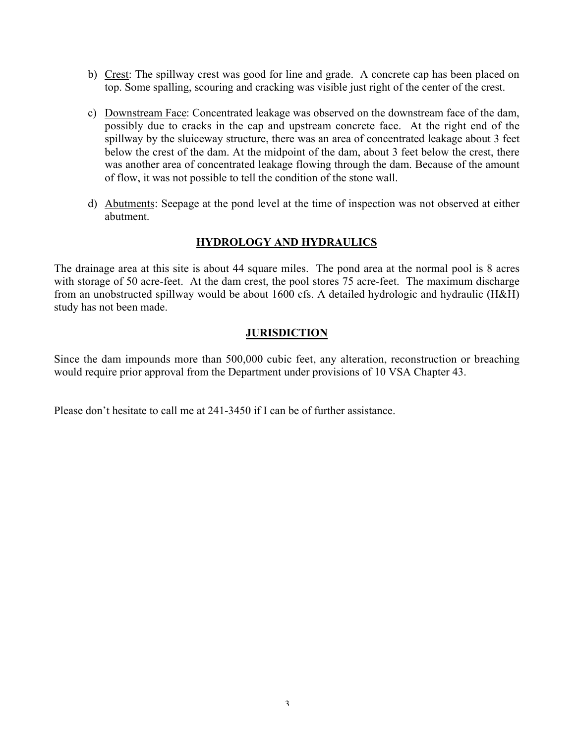b) Crest: The spillway crest was good for line and grade. A concrete cap has been placed on top. Some spalling, scouring and cracking was visible just right of the center of the crest.

c) Downstream Face: Concentrated leakage was observed on the downstream face of the dam, possibly due to cracks in the cap and upstream concrete face. At the right end of the spillway by the sluiceway structure, there was an area of concentrated leakage about 3 feet below the crest of the dam. At the midpoint of the dam, about 3 feet below the crest, there was another area of concentrated leakage flowing through the dam. Because of the amount of flow, it was not possible to tell the condition of the stone wall.

d) Abutments: Seepage at the pond level at the time of inspection was not observed at either abutment.

## HYDROLOGY AND HYDRAULICS

The drainage area at this site is about 44 square miles. The pond area at the normal pool is 8 acres with storage of 50 acre-feet. At the dam crest, the pool stores 75 acre-feet. The maximum discharge from an unobstructed spillway would be about 1600 cfs. A detailed hydrologic and hydraulic (H&H) study has not been made.

## JURISDICTION

Since the dam impounds more than 500,000 cubic feet, any alteration, reconstruction or breaching would require prior approval from the Department under provisions of 10 VSA Chapter 43.

Please don't hesitate to call me at 241-3450 if I can be of further assistance.